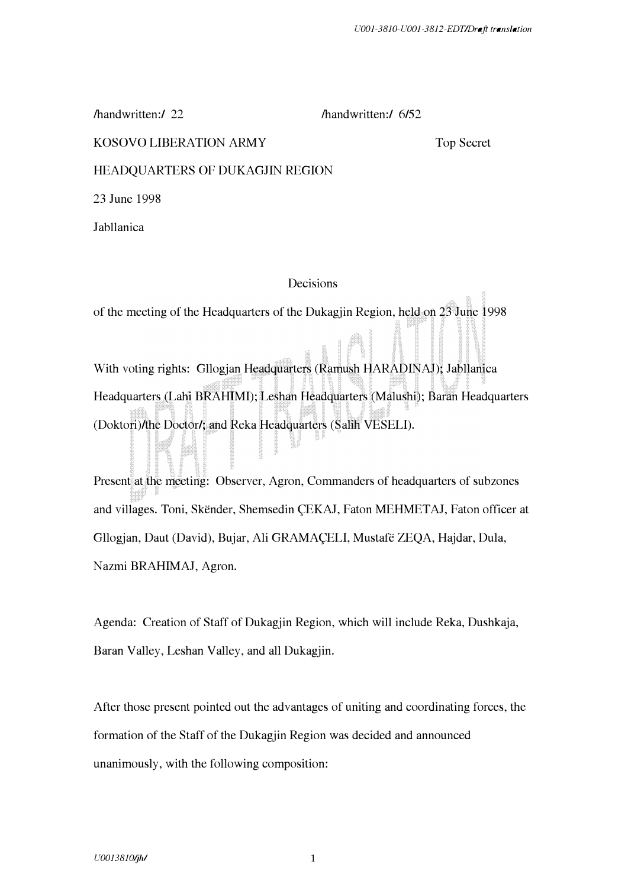/handwritten:/ 22 /handwritten:/ 6/52

KOSOVO LIBERATION ARMY Top Secret

HEADQUARTERS OF DUKAGJIN REGION

23 June 1998

Jabllanica

Decisions

of the meeting of the Headquarters of the Dukagjin Region, held on 23 June 1998

With voting rights: Gllogjan Headquarters (Ramush HARADINAJ); Jabllanica Headquarters (Lahi BRAHIMI); Leshan Headquarters (Malushi); Baran Headquarters (Doktori)/the Doctor/; and Reka Headquarters (Salih VESELI).

Present at the meeting: Observer, Agron, Commanders of headquarters of subzones and villages. Toni, Skënder, Shemsedin ÇEKAJ, Faton MEHMETAJ, Faton officer at Gllogjan, Daut (David), Bujar, Ali GRAMAÇELI, Mustafë ZEQA, Hajdar, Dula, Nazmi BRAHIMAJ, Agron.

Agenda: Creation of Staff of Dukagjin Region, which will include Reka, Dushkaja, Baran Valley, Leshan Valley, and all Dukagjin.

After those present pointed out the advantages of uniting and coordinating forces, the formation of the Staff of the Dukagjin Region was decided and announced unanimously, with the following composition: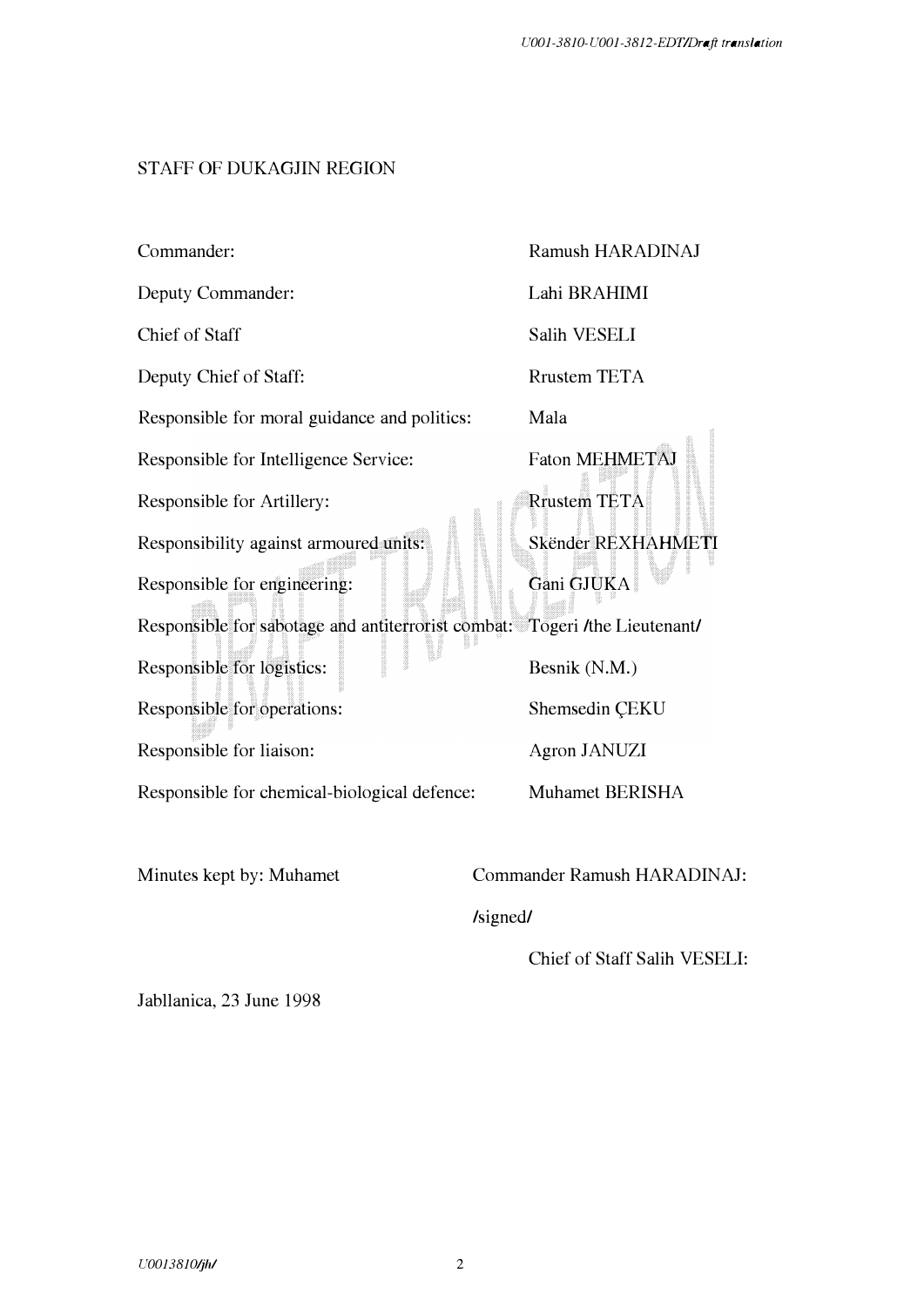STAFF OF DUKAGJIN REGION

| | |
|---|---|
| Commander: | Ramush HARADINAJ |
| Deputy Commander: | Lahi BRAHIMI |
| Chief of Staff | Salih VESELI |
| Deputy Chief of Staff: | Rrustem TETA |
| Responsible for moral guidance and politics: | Mala |
| Responsible for Intelligence Service: | Faton MEHMETAJ |
| Responsible for Artillery: | Rrustem TETA |
| Responsibility against armoured units: | Skënder REXHAHMETI |
| Responsible for engineering: | Gani GJUKA |
| Responsible for sabotage and antiterrorist combat: | Togeri /the Lieutenant/ |
| Responsible for logistics: | Besnik (N.M.) |
| Responsible for operations: | Shemsedin ÇEKU |
| Responsible for liaison: | Agron JANUZI |
| Responsible for chemical-biological defence: | Muhamet BERISHA |

Minutes kept by: Muhamet

Commander Ramush HARADINAJ:

/signed/

Chief of Staff Salih VESELI:

Jabllanica, 23 June 1998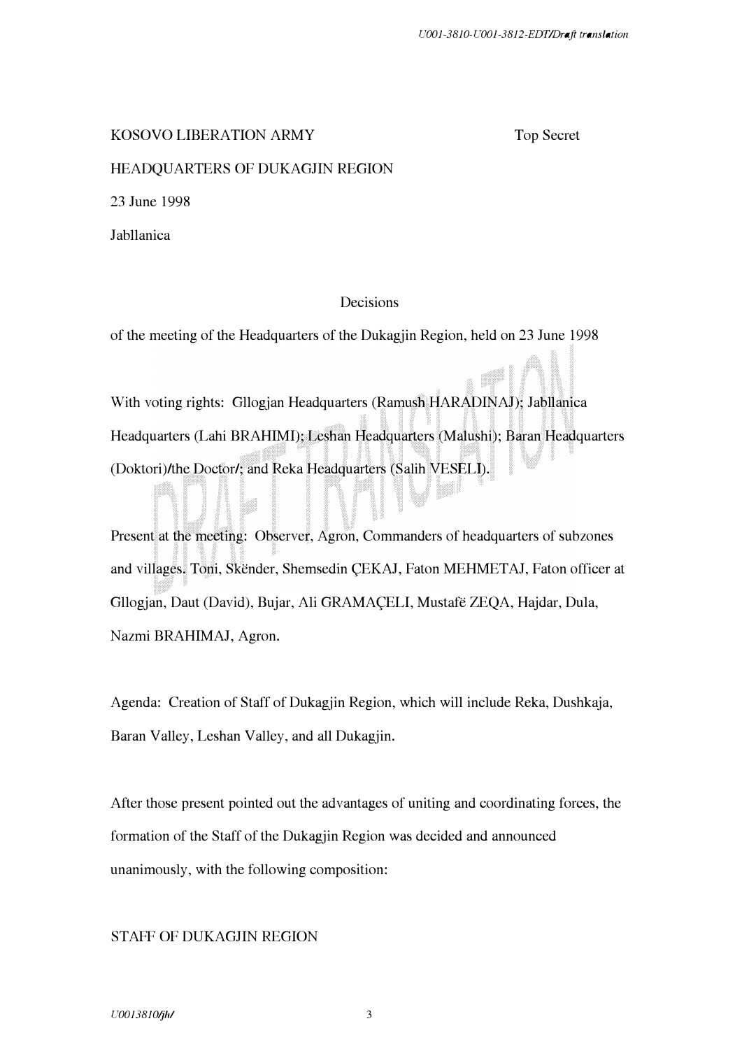KOSOVO LIBERATION ARMY Top Secret

HEADQUARTERS OF DUKAGJIN REGION

23 June 1998

Jabllanica

Decisions

of the meeting of the Headquarters of the Dukagjin Region, held on 23 June 1998

With voting rights: Gllogjan Headquarters (Ramush HARADINAJ); Jabllanica Headquarters (Lahi BRAHIMI); Leshan Headquarters (Malushi); Baran Headquarters (Doktori)/the Doctor/; and Reka Headquarters (Salih VESELI).

Present at the meeting: Observer, Agron, Commanders of headquarters of subzones and villages. Toni, Skënder, Shemsedin ÇEKAJ, Faton MEHMETAJ, Faton officer at Gllogjan, Daut (David), Bujar, Ali GRAMAÇELI, Mustafë ZEQA, Hajdar, Dula, Nazmi BRAHIMAJ, Agron.

Agenda: Creation of Staff of Dukagjin Region, which will include Reka, Dushkaja, Baran Valley, Leshan Valley, and all Dukagjin.

After those present pointed out the advantages of uniting and coordinating forces, the formation of the Staff of the Dukagjin Region was decided and announced unanimously, with the following composition:

STAFF OF DUKAGJIN REGION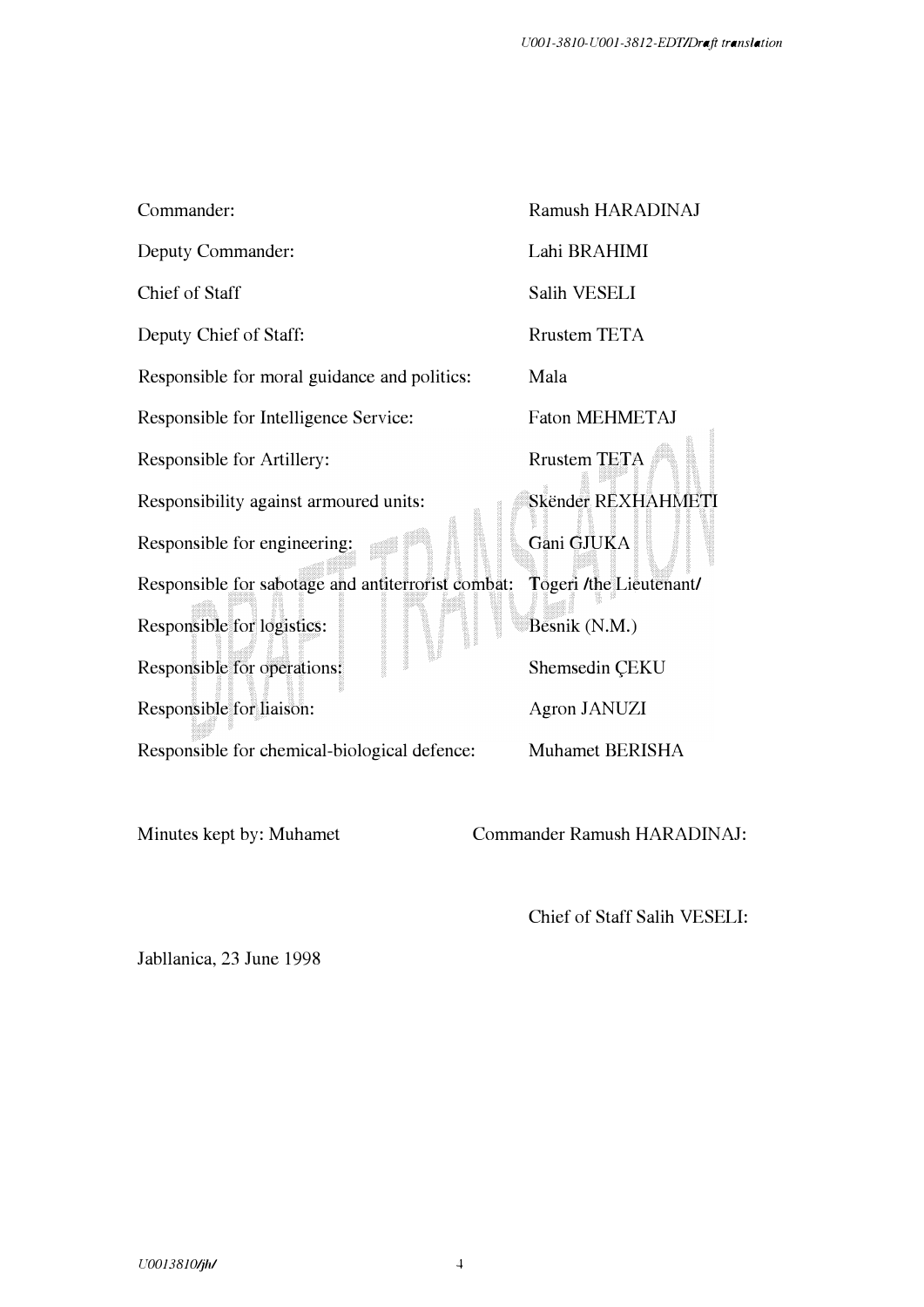| | |
|---|---|
| Commander: | Ramush HARADINAJ |
| Deputy Commander: | Lahi BRAHIMI |
| Chief of Staff | Salih VESELI |
| Deputy Chief of Staff: | Rrustem TETA |
| Responsible for moral guidance and politics: | Mala |
| Responsible for Intelligence Service: | Faton MEHMETAJ |
| Responsible for Artillery: | Rrustem TETA |
| Responsibility against armoured units: | Skënder REXHAHMETI |
| Responsible for engineering: | Gani GJUKA |
| Responsible for sabotage and antiterrorist combat: | Togeri /the Lieutenant/ |
| Responsible for logistics: | Besnik (N.M.) |
| Responsible for operations: | Shemsedin ÇEKU |
| Responsible for liaison: | Agron JANUZI |
| Responsible for chemical-biological defence: | Muhamet BERISHA |

Minutes kept by: Muhamet

Commander Ramush HARADINAJ:

Chief of Staff Salih VESELI:

Jabllanica, 23 June 1998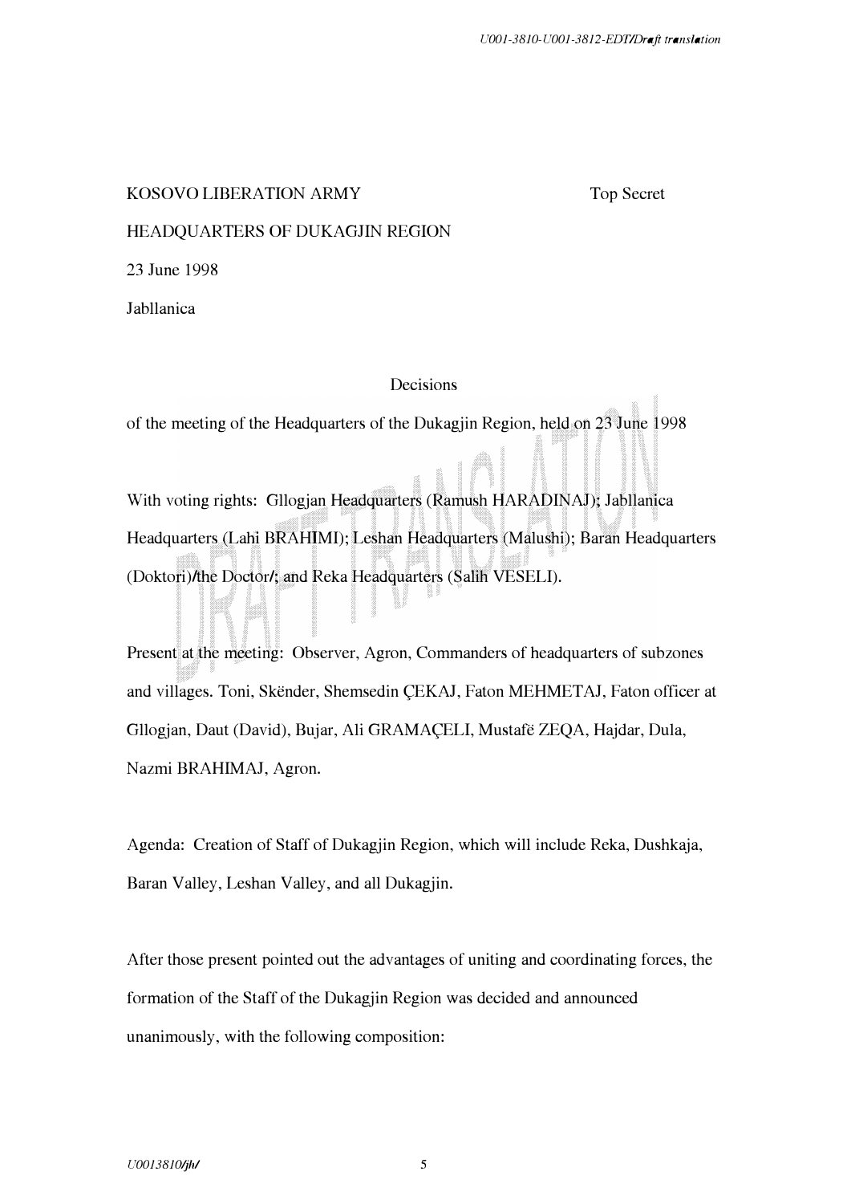KOSOVO LIBERATION ARMY Top Secret

HEADQUARTERS OF DUKAGJIN REGION

23 June 1998

Jabllanica

Decisions

of the meeting of the Headquarters of the Dukagjin Region, held on 23 June 1998

With voting rights: Gllogjan Headquarters (Ramush HARADINAJ); Jabllanica Headquarters (Lahi BRAHIMI); Leshan Headquarters (Malushi); Baran Headquarters (Doktori)/the Doctor/; and Reka Headquarters (Salih VESELI).

Present at the meeting: Observer, Agron, Commanders of headquarters of subzones and villages. Toni, Skënder, Shemsedin ÇEKAJ, Faton MEHMETAJ, Faton officer at Gllogjan, Daut (David), Bujar, Ali GRAMAÇELI, Mustafë ZEQA, Hajdar, Dula, Nazmi BRAHIMAJ, Agron.

Agenda: Creation of Staff of Dukagjin Region, which will include Reka, Dushkaja, Baran Valley, Leshan Valley, and all Dukagjin.

After those present pointed out the advantages of uniting and coordinating forces, the formation of the Staff of the Dukagjin Region was decided and announced unanimously, with the following composition: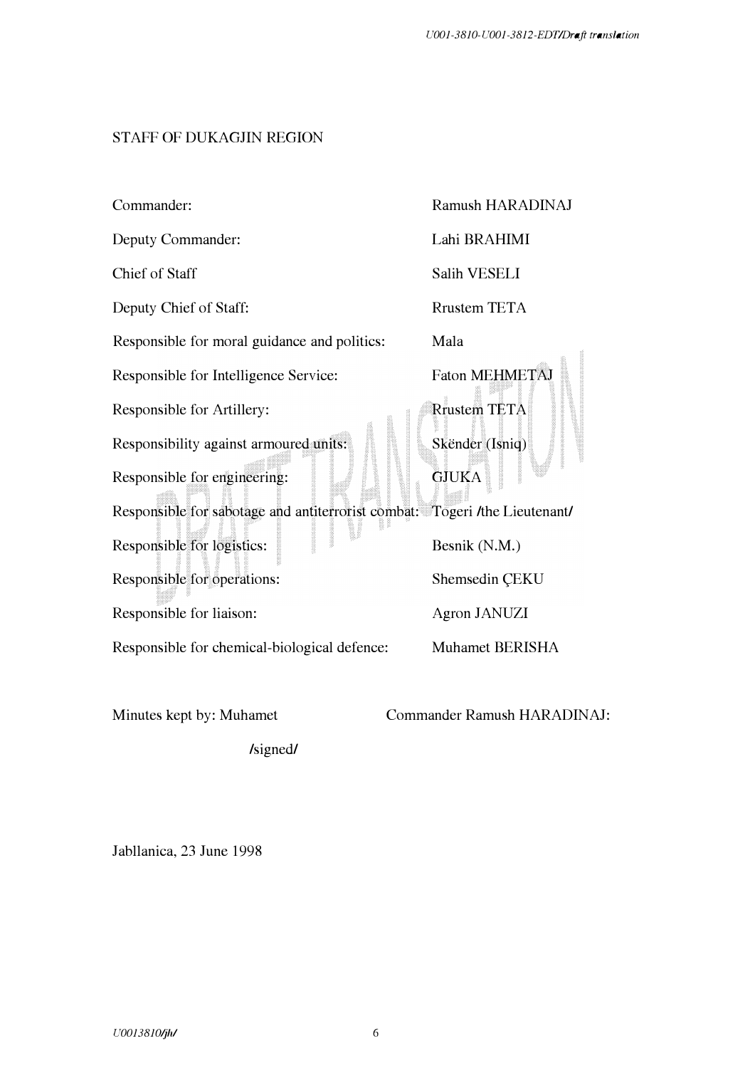STAFF OF DUKAGJIN REGION

| | |
|---|---|
| Commander: | Ramush HARADINAJ |
| Deputy Commander: | Lahi BRAHIMI |
| Chief of Staff | Salih VESELI |
| Deputy Chief of Staff: | Rrustem TETA |
| Responsible for moral guidance and politics: | Mala |
| Responsible for Intelligence Service: | Faton MEHMETAJ |
| Responsible for Artillery: | Rrustem TETA |
| Responsibility against armoured units: | Skënder (Isniq) |
| Responsible for engineering: | GJUKA |
| Responsible for sabotage and antiterrorist combat: | Togeri /the Lieutenant/ |
| Responsible for logistics: | Besnik (N.M.) |
| Responsible for operations: | Shemsedin ÇEKU |
| Responsible for liaison: | Agron JANUZI |
| Responsible for chemical-biological defence: | Muhamet BERISHA |

Minutes kept by: Muhamet

Commander Ramush HARADINAJ:

/signed/

Jabllanica, 23 June 1998